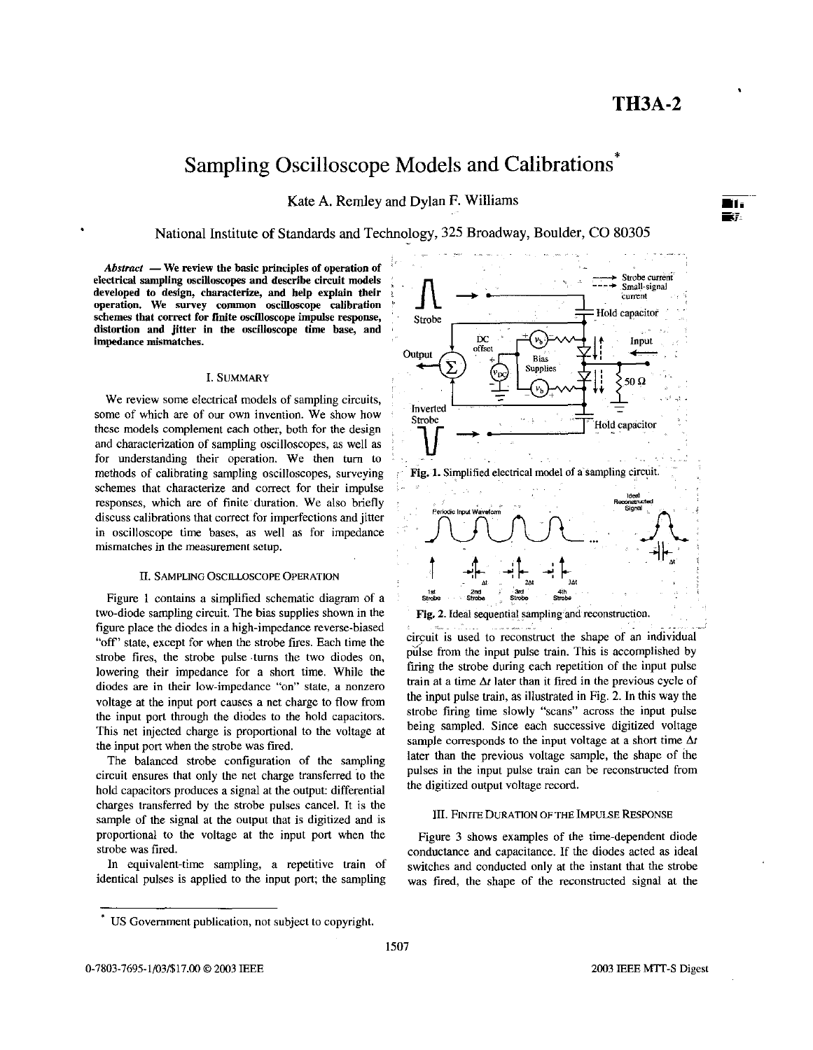# Sampling Oscilloscope Models and Calibrations*

Kate A. Remley and Dylan F. Williams

National Institute of Standards and Technology, 325 Broadway, Boulder, CO 80305

***Abstract*** **— We review the basic principles of operation of electrical sampling oscilloscopes and describe circuit models developed to design, characterize, and help explain their operation. We survey common oscilloscope calibration schemes that correct for finite oscilloscope impulse response, distortion and jitter in the oscilloscope time base, and impedance mismatches.**

## I. Summary

We review some electrical models of sampling circuits, some of which are of our own invention. We show how these models complement each other, both for the design and characterization of sampling oscilloscopes, as well as for understanding their operation. We then turn to methods of calibrating sampling oscilloscopes, surveying schemes that characterize and correct for their impulse responses, which are of finite duration. We also briefly discuss calibrations that correct for imperfections and jitter in oscilloscope time bases, as well as for impedance mismatches in the measurement setup.

## II. Sampling Oscilloscope Operation

Figure 1 contains a simplified schematic diagram of a two-diode sampling circuit. The bias supplies shown in the figure place the diodes in a high-impedance reverse-biased "off" state, except for when the strobe fires. Each time the strobe fires, the strobe pulse turns the two diodes on, lowering their impedance for a short time. While the diodes are in their low-impedance "on" state, a nonzero voltage at the input port causes a net charge to flow from the input port through the diodes to the hold capacitors. This net injected charge is proportional to the voltage at the input port when the strobe was fired.

The balanced strobe configuration of the sampling circuit ensures that only the net charge transferred to the hold capacitors produces a signal at the output: differential charges transferred by the strobe pulses cancel. It is the sample of the signal at the output that is digitized and is proportional to the voltage at the input port when the strobe was fired.

In equivalent-time sampling, a repetitive train of identical pulses is applied to the input port; the sampling circuit is used to reconstruct the shape of an individual pulse from the input pulse train. This is accomplished by firing the strobe during each repetition of the input pulse train at a time $\Delta t$ later than it fired in the previous cycle of the input pulse train, as illustrated in Fig. 2. In this way the strobe firing time slowly "scans" across the input pulse being sampled. Since each successive digitized voltage sample corresponds to the input voltage at a short time $\Delta t$ later than the previous voltage sample, the shape of the pulses in the input pulse train can be reconstructed from the digitized output voltage record.

Strobe current
Small-signal current
Strobe
Hold capacitor
DC offset
Input
Output
Bias Supplies
$V_b$
$V_{DC}$
50 Ω
Inverted Strobe
Hold capacitor

**Fig. 1.** Simplified electrical model of a sampling circuit.

Periodic Input Waveform
Ideal Reconstructed Signal
1st Strobe
2nd Strobe
3rd Strobe
4th Strobe
Δt
2Δt
3Δt
Δt

**Fig. 2.** Ideal sequential sampling and reconstruction.

## III. Finite Duration of the Impulse Response

Figure 3 shows examples of the time-dependent diode conductance and capacitance. If the diodes acted as ideal switches and conducted only at the instant that the strobe was fired, the shape of the reconstructed signal at the

* US Government publication, not subject to copyright.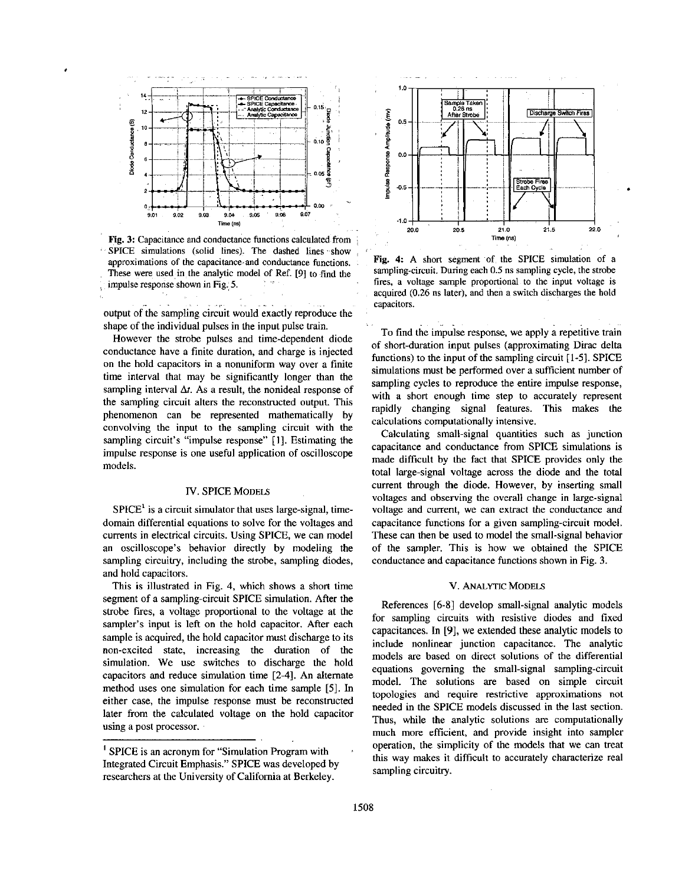Fig. 3: Capacitance and conductance functions calculated from SPICE simulations (solid lines). The dashed lines show approximations of the capacitance and conductance functions. These were used in the analytic model of Ref. [9] to find the impulse response shown in Fig. 5.

output of the sampling circuit would exactly reproduce the shape of the individual pulses in the input pulse train.

However the strobe pulses and time-dependent diode conductance have a finite duration, and charge is injected on the hold capacitors in a nonuniform way over a finite time interval that may be significantly longer than the sampling interval $\Delta t$. As a result, the nonideal response of the sampling circuit alters the reconstructed output. This phenomenon can be represented mathematically by convolving the input to the sampling circuit with the sampling circuit's "impulse response" [1]. Estimating the impulse response is one useful application of oscilloscope models.

## IV. SPICE Models

SPICE[1] is a circuit simulator that uses large-signal, time-domain differential equations to solve for the voltages and currents in electrical circuits. Using SPICE, we can model an oscilloscope's behavior directly by modeling the sampling circuitry, including the strobe, sampling diodes, and hold capacitors.

This is illustrated in Fig. 4, which shows a short time segment of a sampling-circuit SPICE simulation. After the strobe fires, a voltage proportional to the voltage at the sampler's input is left on the hold capacitor. After each sample is acquired, the hold capacitor must discharge to its non-excited state, increasing the duration of the simulation. We use switches to discharge the hold capacitors and reduce simulation time [2-4]. An alternate method uses one simulation for each time sample [5]. In either case, the impulse response must be reconstructed later from the calculated voltage on the hold capacitor using a post processor.

[1] SPICE is an acronym for "Simulation Program with Integrated Circuit Emphasis." SPICE was developed by researchers at the University of California at Berkeley.

Fig. 4: A short segment of the SPICE simulation of a sampling-circuit. During each 0.5 ns sampling cycle, the strobe fires, a voltage sample proportional to the input voltage is acquired (0.26 ns later), and then a switch discharges the hold capacitors.

To find the impulse response, we apply a repetitive train of short-duration input pulses (approximating Dirac delta functions) to the input of the sampling circuit [1-5]. SPICE simulations must be performed over a sufficient number of sampling cycles to reproduce the entire impulse response, with a short enough time step to accurately represent rapidly changing signal features. This makes the calculations computationally intensive.

Calculating small-signal quantities such as junction capacitance and conductance from SPICE simulations is made difficult by the fact that SPICE provides only the total large-signal voltage across the diode and the total current through the diode. However, by inserting small voltages and observing the overall change in large-signal voltage and current, we can extract the conductance and capacitance functions for a given sampling-circuit model. These can then be used to model the small-signal behavior of the sampler. This is how we obtained the SPICE conductance and capacitance functions shown in Fig. 3.

## V. Analytic Models

References [6-8] develop small-signal analytic models for sampling circuits with resistive diodes and fixed capacitances. In [9], we extended these analytic models to include nonlinear junction capacitance. The analytic models are based on direct solutions of the differential equations governing the small-signal sampling-circuit model. The solutions are based on simple circuit topologies and require restrictive approximations not needed in the SPICE models discussed in the last section. Thus, while the analytic solutions are computationally much more efficient, and provide insight into sampler operation, the simplicity of the models that we can treat this way makes it difficult to accurately characterize real sampling circuitry.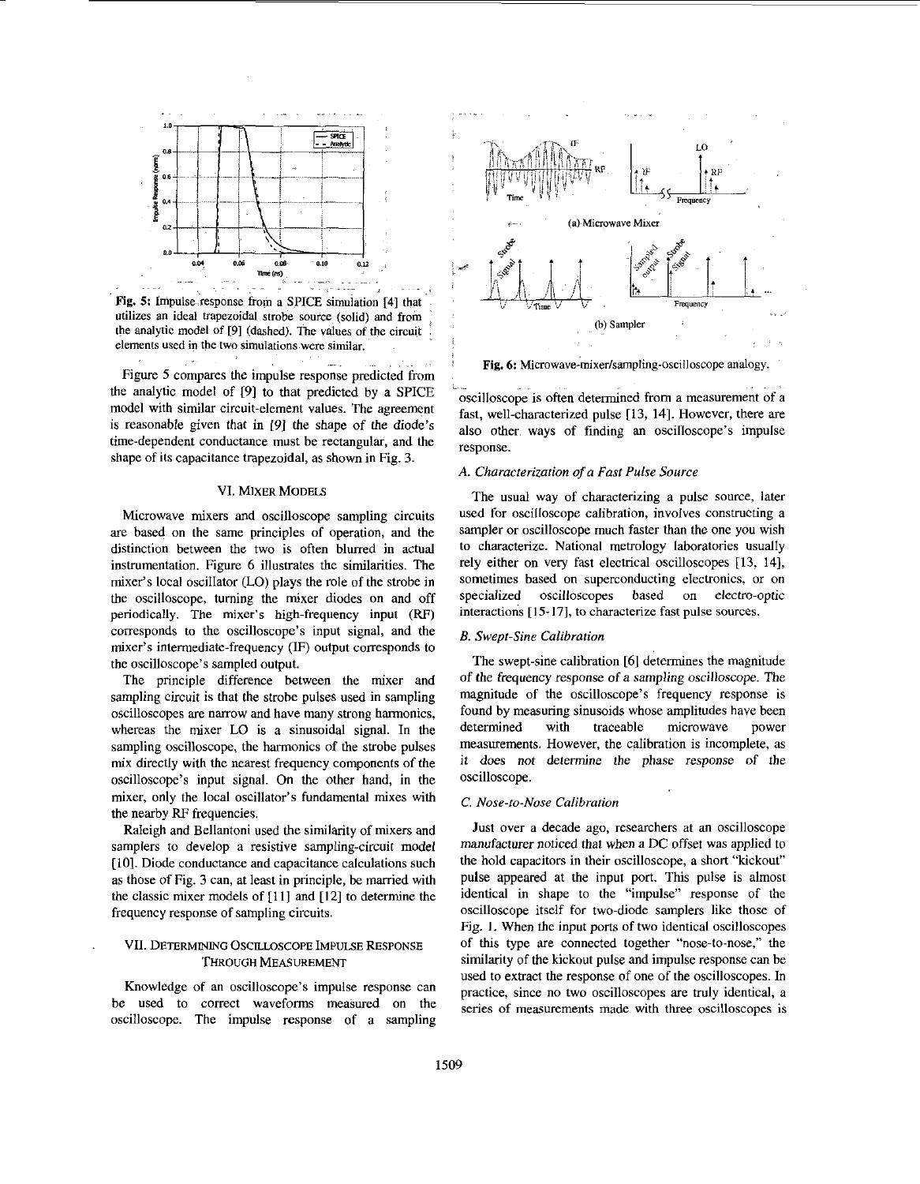Fig. 5: Impulse response from a SPICE simulation [4] that utilizes an ideal trapezoidal strobe source (solid) and from the analytic model of [9] (dashed). The values of the circuit elements used in the two simulations were similar.

Figure 5 compares the impulse response predicted from the analytic model of [9] to that predicted by a SPICE model with similar circuit-element values. The agreement is reasonable given that in [9] the shape of the diode's time-dependent conductance must be rectangular, and the shape of its capacitance trapezoidal, as shown in Fig. 3.

## VI. MIXER MODELS

Microwave mixers and oscilloscope sampling circuits are based on the same principles of operation, and the distinction between the two is often blurred in actual instrumentation. Figure 6 illustrates the similarities. The mixer's local oscillator (LO) plays the role of the strobe in the oscilloscope, turning the mixer diodes on and off periodically. The mixer's high-frequency input (RF) corresponds to the oscilloscope's input signal, and the mixer's intermediate-frequency (IF) output corresponds to the oscilloscope's sampled output.

The principle difference between the mixer and sampling circuit is that the strobe pulses used in sampling oscilloscopes are narrow and have many strong harmonics, whereas the mixer LO is a sinusoidal signal. In the sampling oscilloscope, the harmonics of the strobe pulses mix directly with the nearest frequency components of the oscilloscope's input signal. On the other hand, in the mixer, only the local oscillator's fundamental mixes with the nearby RF frequencies.

Raleigh and Bellantoni used the similarity of mixers and samplers to develop a resistive sampling-circuit model [10]. Diode conductance and capacitance calculations such as those of Fig. 3 can, at least in principle, be married with the classic mixer models of [11] and [12] to determine the frequency response of sampling circuits.

## VII. DETERMINING OSCILLOSCOPE IMPULSE RESPONSE THROUGH MEASUREMENT

Knowledge of an oscilloscope's impulse response can be used to correct waveforms measured on the oscilloscope. The impulse response of a sampling oscilloscope is often determined from a measurement of a fast, well-characterized pulse [13, 14]. However, there are also other ways of finding an oscilloscope's impulse response.

Fig. 6: Microwave-mixer/sampling-oscilloscope analogy.

### A. Characterization of a Fast Pulse Source

The usual way of characterizing a pulse source, later used for oscilloscope calibration, involves constructing a sampler or oscilloscope much faster than the one you wish to characterize. National metrology laboratories usually rely either on very fast electrical oscilloscopes [13, 14], sometimes based on superconducting electronics, or on specialized oscilloscopes based on electro-optic interactions [15-17], to characterize fast pulse sources.

### B. Swept-Sine Calibration

The swept-sine calibration [6] determines the magnitude of the frequency response of a sampling oscilloscope. The magnitude of the oscilloscope's frequency response is found by measuring sinusoids whose amplitudes have been determined with traceable microwave power measurements. However, the calibration is incomplete, as it does not determine the phase response of the oscilloscope.

### C. Nose-to-Nose Calibration

Just over a decade ago, researchers at an oscilloscope manufacturer noticed that when a DC offset was applied to the hold capacitors in their oscilloscope, a short "kickout" pulse appeared at the input port. This pulse is almost identical in shape to the "impulse" response of the oscilloscope itself for two-diode samplers like those of Fig. 1. When the input ports of two identical oscilloscopes of this type are connected together "nose-to-nose," the similarity of the kickout pulse and impulse response can be used to extract the response of one of the oscilloscopes. In practice, since no two oscilloscopes are truly identical, a series of measurements made with three oscilloscopes is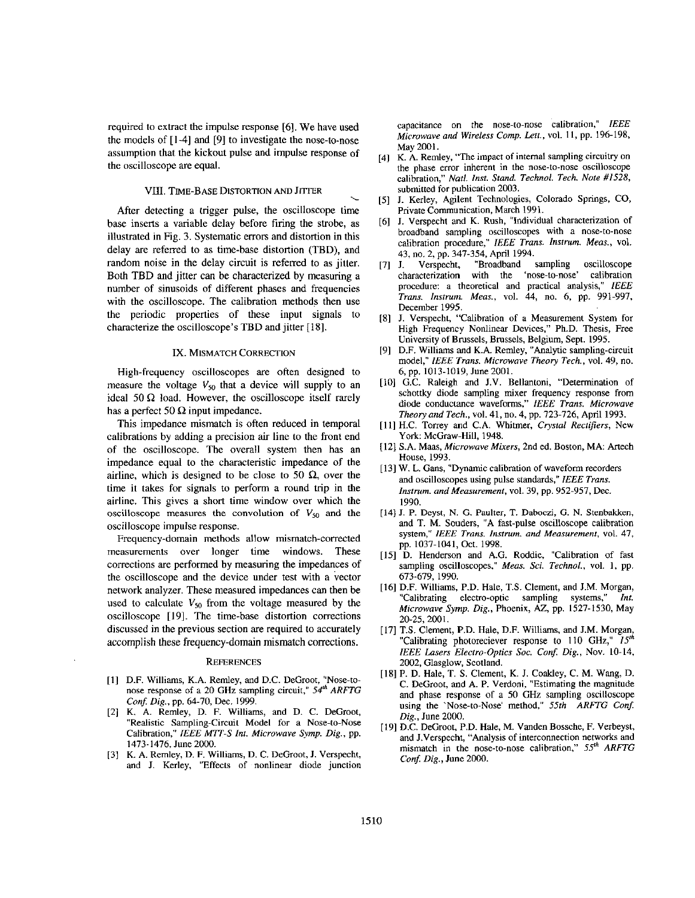required to extract the impulse response [6]. We have used the models of [1-4] and [9] to investigate the nose-to-nose assumption that the kickout pulse and impulse response of the oscilloscope are equal.

## VIII. Time-Base Distortion and Jitter

After detecting a trigger pulse, the oscilloscope time base inserts a variable delay before firing the strobe, as illustrated in Fig. 3. Systematic errors and distortion in this delay are referred to as time-base distortion (TBD), and random noise in the delay circuit is referred to as jitter. Both TBD and jitter can be characterized by measuring a number of sinusoids of different phases and frequencies with the oscilloscope. The calibration methods then use the periodic properties of these input signals to characterize the oscilloscope's TBD and jitter [18].

## IX. Mismatch Correction

High-frequency oscilloscopes are often designed to measure the voltage $V_{50}$ that a device will supply to an ideal 50 Ω load. However, the oscilloscope itself rarely has a perfect 50 Ω input impedance.

This impedance mismatch is often reduced in temporal calibrations by adding a precision air line to the front end of the oscilloscope. The overall system then has an impedance equal to the characteristic impedance of the airline, which is designed to be close to 50 Ω, over the time it takes for signals to perform a round trip in the airline. This gives a short time window over which the oscilloscope measures the convolution of $V_{50}$ and the oscilloscope impulse response.

Frequency-domain methods allow mismatch-corrected measurements over longer time windows. These corrections are performed by measuring the impedances of the oscilloscope and the device under test with a vector network analyzer. These measured impedances can then be used to calculate $V_{50}$ from the voltage measured by the oscilloscope [19]. The time-base distortion corrections discussed in the previous section are required to accurately accomplish these frequency-domain mismatch corrections.

## References

[1] D.F. Williams, K.A. Remley, and D.C. DeGroot, "Nose-to-nose response of a 20 GHz sampling circuit," *54th ARFTG Conf. Dig.*, pp. 64-70, Dec. 1999.

[2] K. A. Remley, D. F. Williams, and D. C. DeGroot, "Realistic Sampling-Circuit Model for a Nose-to-Nose Calibration," *IEEE MTT-S Int. Microwave Symp. Dig.*, pp. 1473-1476, June 2000.

[3] K. A. Remley, D. F. Williams, D. C. DeGroot, J. Verspecht, and J. Kerley, "Effects of nonlinear diode junction capacitance on the nose-to-nose calibration," *IEEE Microwave and Wireless Comp. Lett.*, vol. 11, pp. 196-198, May 2001.

[4] K. A. Remley, "The impact of internal sampling circuitry on the phase error inherent in the nose-to-nose oscilloscope calibration," *Natl. Inst. Stand. Technol. Tech. Note #1528*, submitted for publication 2003.

[5] J. Kerley, Agilent Technologies, Colorado Springs, CO, Private Communication, March 1991.

[6] J. Verspecht and K. Rush, "Individual characterization of broadband sampling oscilloscopes with a nose-to-nose calibration procedure," *IEEE Trans. Instrum. Meas.*, vol. 43, no. 2, pp. 347-354, April 1994.

[7] J. Verspecht, "Broadband sampling oscilloscope characterization with the 'nose-to-nose' calibration procedure: a theoretical and practical analysis," *IEEE Trans. Instrum. Meas.*, vol. 44, no. 6, pp. 991-997, December 1995.

[8] J. Verspecht, "Calibration of a Measurement System for High Frequency Nonlinear Devices," Ph.D. Thesis, Free University of Brussels, Brussels, Belgium, Sept. 1995.

[9] D.F. Williams and K.A. Remley, "Analytic sampling-circuit model," *IEEE Trans. Microwave Theory Tech.*, vol. 49, no. 6, pp. 1013-1019, June 2001.

[10] G.C. Raleigh and J.V. Bellantoni, "Determination of schottky diode sampling mixer frequency response from diode conductance waveforms," *IEEE Trans. Microwave Theory and Tech.*, vol. 41, no. 4, pp. 723-726, April 1993.

[11] H.C. Torrey and C.A. Whitmer, *Crystal Rectifiers*, New York: McGraw-Hill, 1948.

[12] S.A. Maas, *Microwave Mixers*, 2nd ed. Boston, MA: Artech House, 1993.

[13] W. L. Gans, "Dynamic calibration of waveform recorders and oscilloscopes using pulse standards," *IEEE Trans. Instrum. and Measurement*, vol. 39, pp. 952-957, Dec. 1990.

[14] J. P. Deyst, N. G. Paulter, T. Daboczi, G. N. Stenbakken, and T. M. Souders, "A fast-pulse oscilloscope calibration system," *IEEE Trans. Instrum. and Measurement*, vol. 47, pp. 1037-1041, Oct. 1998.

[15] D. Henderson and A.G. Roddie, "Calibration of fast sampling oscilloscopes," *Meas. Sci. Technol.*, vol. 1, pp. 673-679, 1990.

[16] D.F. Williams, P.D. Hale, T.S. Clement, and J.M. Morgan, "Calibrating electro-optic sampling systems," *Int. Microwave Symp. Dig.*, Phoenix, AZ, pp. 1527-1530, May 20-25, 2001.

[17] T.S. Clement, P.D. Hale, D.F. Williams, and J.M. Morgan, "Calibrating photoreciever response to 110 GHz," *15th IEEE Lasers Electro-Optics Soc. Conf. Dig.*, Nov. 10-14, 2002, Glasglow, Scotland.

[18] P. D. Hale, T. S. Clement, K. J. Coakley, C. M. Wang, D. C. DeGroot, and A. P. Verdoni, "Estimating the magnitude and phase response of a 50 GHz sampling oscilloscope using the 'Nose-to-Nose' method," *55th ARFTG Conf. Dig.*, June 2000.

[19] D.C. DeGroot, P.D. Hale, M. Vanden Bossche, F. Verbeyst, and J.Verspecht, "Analysis of interconnection networks and mismatch in the nose-to-nose calibration," *55th ARFTG Conf. Dig.*, June 2000.